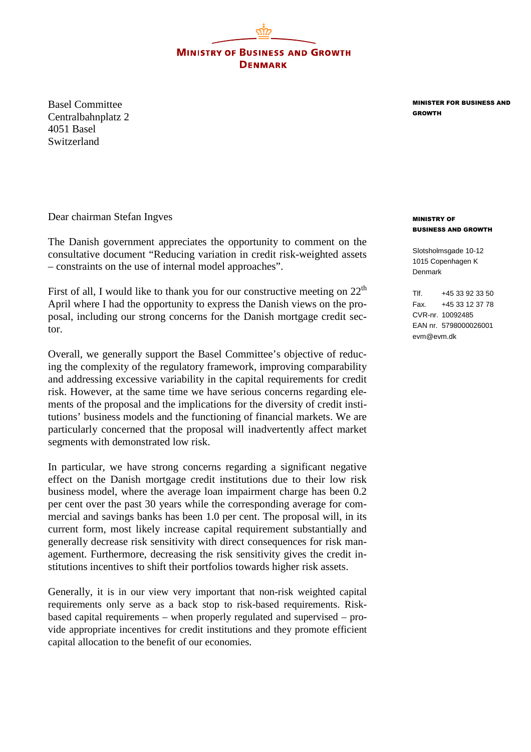**MINISTRY OF BUSINESS AND GROWTH**
**DENMARK**

**MINISTER FOR BUSINESS AND GROWTH**

Basel Committee
Centralbahnplatz 2
4051 Basel
Switzerland

**MINISTRY OF BUSINESS AND GROWTH**

Slotsholmsgade 10-12
1015 Copenhagen K
Denmark

Tlf. +45 33 92 33 50
Fax. +45 33 12 37 78
CVR-nr. 10092485
EAN nr. 5798000026001
evm@evm.dk

Dear chairman Stefan Ingves

The Danish government appreciates the opportunity to comment on the consultative document "Reducing variation in credit risk-weighted assets – constraints on the use of internal model approaches".

First of all, I would like to thank you for our constructive meeting on 22th April where I had the opportunity to express the Danish views on the proposal, including our strong concerns for the Danish mortgage credit sector.

Overall, we generally support the Basel Committee's objective of reducing the complexity of the regulatory framework, improving comparability and addressing excessive variability in the capital requirements for credit risk. However, at the same time we have serious concerns regarding elements of the proposal and the implications for the diversity of credit institutions' business models and the functioning of financial markets. We are particularly concerned that the proposal will inadvertently affect market segments with demonstrated low risk.

In particular, we have strong concerns regarding a significant negative effect on the Danish mortgage credit institutions due to their low risk business model, where the average loan impairment charge has been 0.2 per cent over the past 30 years while the corresponding average for commercial and savings banks has been 1.0 per cent. The proposal will, in its current form, most likely increase capital requirement substantially and generally decrease risk sensitivity with direct consequences for risk management. Furthermore, decreasing the risk sensitivity gives the credit institutions incentives to shift their portfolios towards higher risk assets.

Generally, it is in our view very important that non-risk weighted capital requirements only serve as a back stop to risk-based requirements. Risk-based capital requirements – when properly regulated and supervised – provide appropriate incentives for credit institutions and they promote efficient capital allocation to the benefit of our economies.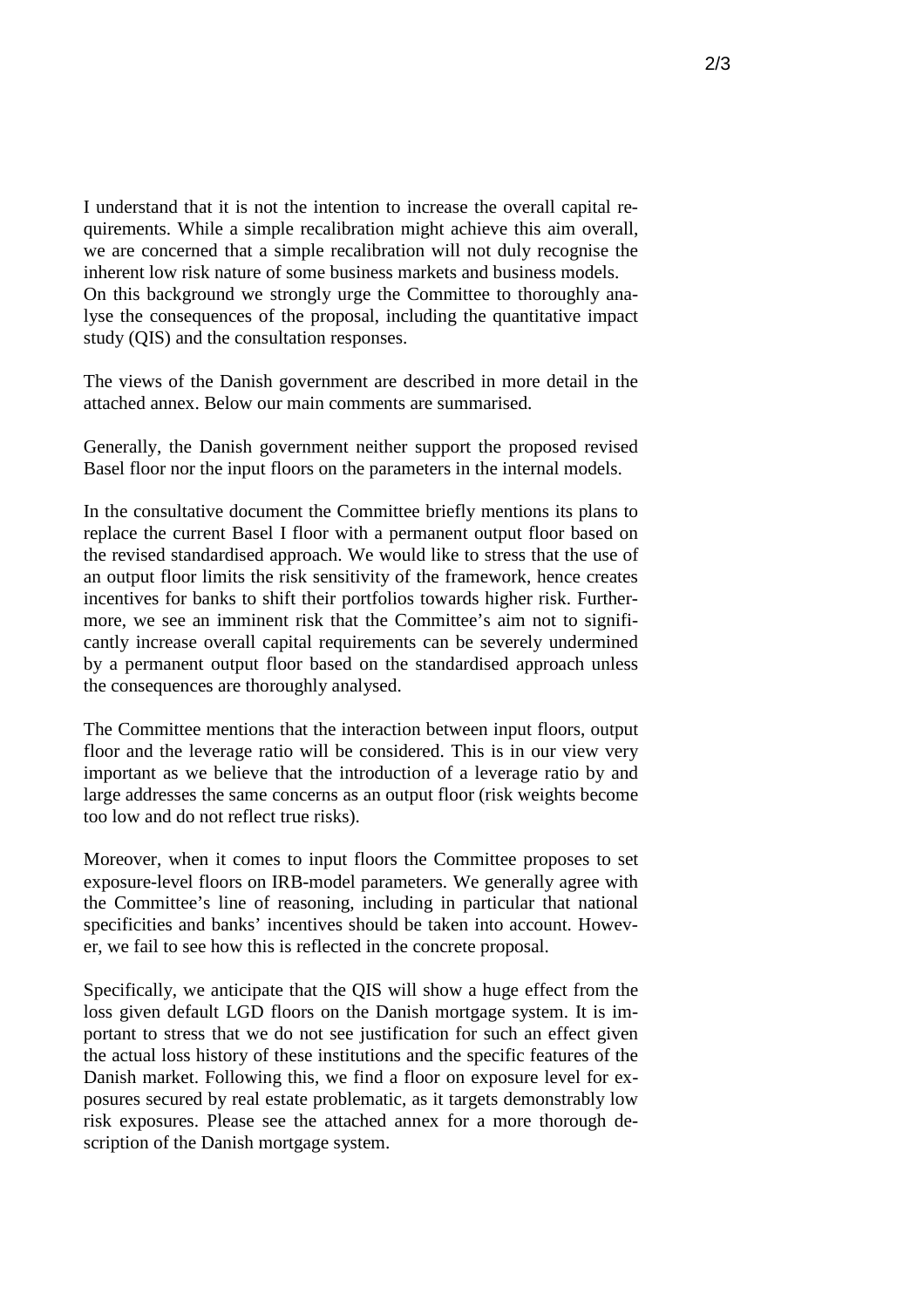I understand that it is not the intention to increase the overall capital requirements. While a simple recalibration might achieve this aim overall, we are concerned that a simple recalibration will not duly recognise the inherent low risk nature of some business markets and business models. On this background we strongly urge the Committee to thoroughly analyse the consequences of the proposal, including the quantitative impact study (QIS) and the consultation responses.

The views of the Danish government are described in more detail in the attached annex. Below our main comments are summarised.

Generally, the Danish government neither support the proposed revised Basel floor nor the input floors on the parameters in the internal models.

In the consultative document the Committee briefly mentions its plans to replace the current Basel I floor with a permanent output floor based on the revised standardised approach. We would like to stress that the use of an output floor limits the risk sensitivity of the framework, hence creates incentives for banks to shift their portfolios towards higher risk. Furthermore, we see an imminent risk that the Committee's aim not to significantly increase overall capital requirements can be severely undermined by a permanent output floor based on the standardised approach unless the consequences are thoroughly analysed.

The Committee mentions that the interaction between input floors, output floor and the leverage ratio will be considered. This is in our view very important as we believe that the introduction of a leverage ratio by and large addresses the same concerns as an output floor (risk weights become too low and do not reflect true risks).

Moreover, when it comes to input floors the Committee proposes to set exposure-level floors on IRB-model parameters. We generally agree with the Committee's line of reasoning, including in particular that national specificities and banks' incentives should be taken into account. However, we fail to see how this is reflected in the concrete proposal.

Specifically, we anticipate that the QIS will show a huge effect from the loss given default LGD floors on the Danish mortgage system. It is important to stress that we do not see justification for such an effect given the actual loss history of these institutions and the specific features of the Danish market. Following this, we find a floor on exposure level for exposures secured by real estate problematic, as it targets demonstrably low risk exposures. Please see the attached annex for a more thorough description of the Danish mortgage system.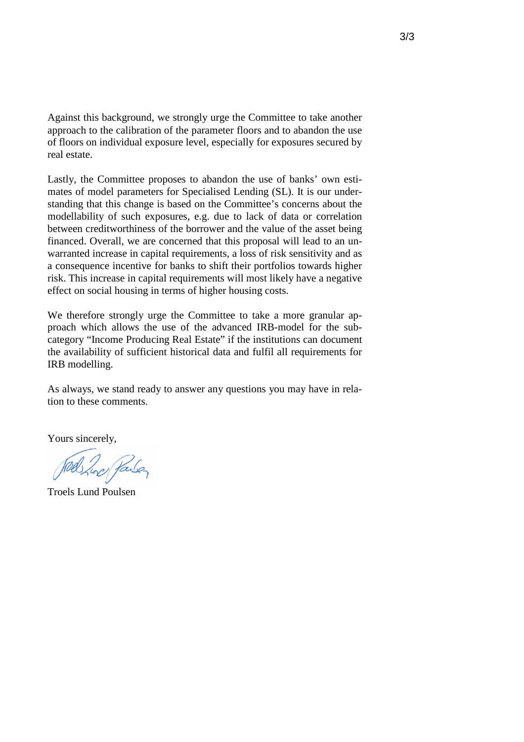Against this background, we strongly urge the Committee to take another approach to the calibration of the parameter floors and to abandon the use of floors on individual exposure level, especially for exposures secured by real estate.

Lastly, the Committee proposes to abandon the use of banks' own estimates of model parameters for Specialised Lending (SL). It is our understanding that this change is based on the Committee's concerns about the modellability of such exposures, e.g. due to lack of data or correlation between creditworthiness of the borrower and the value of the asset being financed. Overall, we are concerned that this proposal will lead to an unwarranted increase in capital requirements, a loss of risk sensitivity and as a consequence incentive for banks to shift their portfolios towards higher risk. This increase in capital requirements will most likely have a negative effect on social housing in terms of higher housing costs.

We therefore strongly urge the Committee to take a more granular approach which allows the use of the advanced IRB-model for the subcategory "Income Producing Real Estate" if the institutions can document the availability of sufficient historical data and fulfil all requirements for IRB modelling.

As always, we stand ready to answer any questions you may have in relation to these comments.

Yours sincerely,

Troels Lund Poulsen